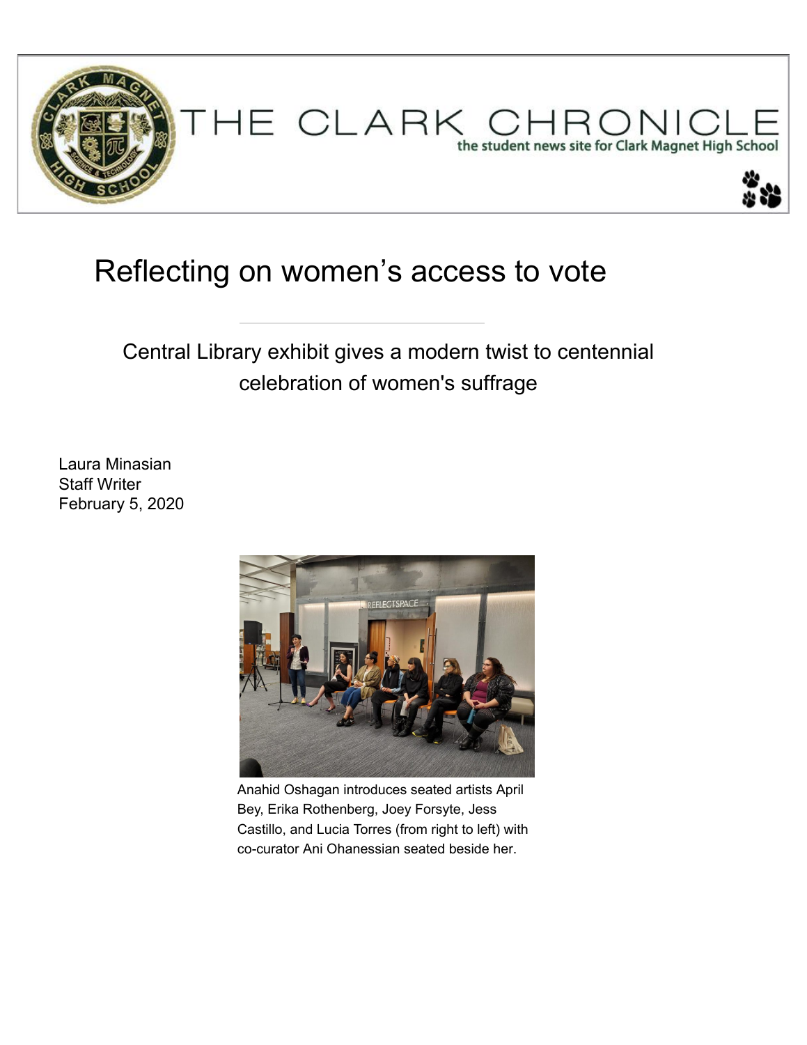THE CLARK CHRONICLE

the student news site for Clark Magnet High School

# Reflecting on women's access to vote

## Central Library exhibit gives a modern twist to centennial celebration of women's suffrage

Laura Minasian
Staff Writer
February 5, 2020

Anahid Oshagan introduces seated artists April Bey, Erika Rothenberg, Joey Forsyte, Jess Castillo, and Lucia Torres (from right to left) with co-curator Ani Ohanessian seated beside her.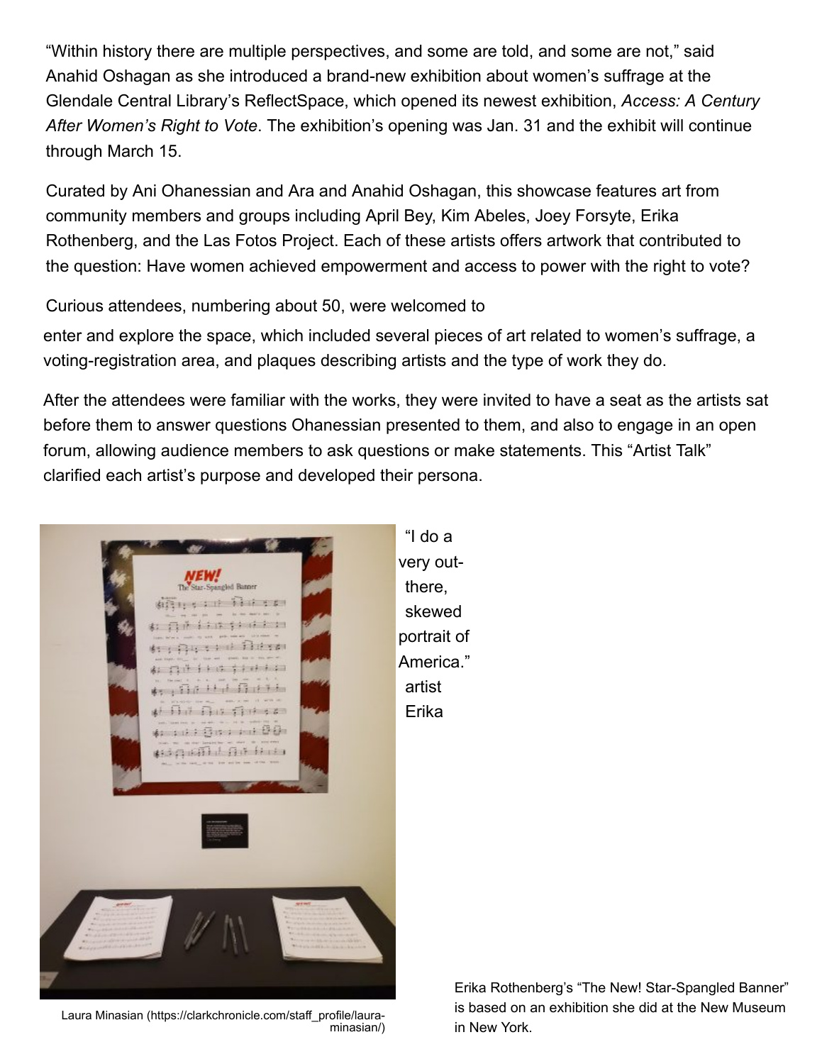"Within history there are multiple perspectives, and some are told, and some are not," said Anahid Oshagan as she introduced a brand-new exhibition about women's suffrage at the Glendale Central Library's ReflectSpace, which opened its newest exhibition, *Access: A Century After Women's Right to Vote*. The exhibition's opening was Jan. 31 and the exhibit will continue through March 15.

Curated by Ani Ohanessian and Ara and Anahid Oshagan, this showcase features art from community members and groups including April Bey, Kim Abeles, Joey Forsyte, Erika Rothenberg, and the Las Fotos Project. Each of these artists offers artwork that contributed to the question: Have women achieved empowerment and access to power with the right to vote?

Curious attendees, numbering about 50, were welcomed to enter and explore the space, which included several pieces of art related to women's suffrage, a voting-registration area, and plaques describing artists and the type of work they do.

After the attendees were familiar with the works, they were invited to have a seat as the artists sat before them to answer questions Ohanessian presented to them, and also to engage in an open forum, allowing audience members to ask questions or make statements. This "Artist Talk" clarified each artist's purpose and developed their persona.

"I do a very out-there, skewed portrait of America." artist Erika

Laura Minasian (https://clarkchronicle.com/staff_profile/laura-minasian/)

Erika Rothenberg's "The New! Star-Spangled Banner" is based on an exhibition she did at the New Museum in New York.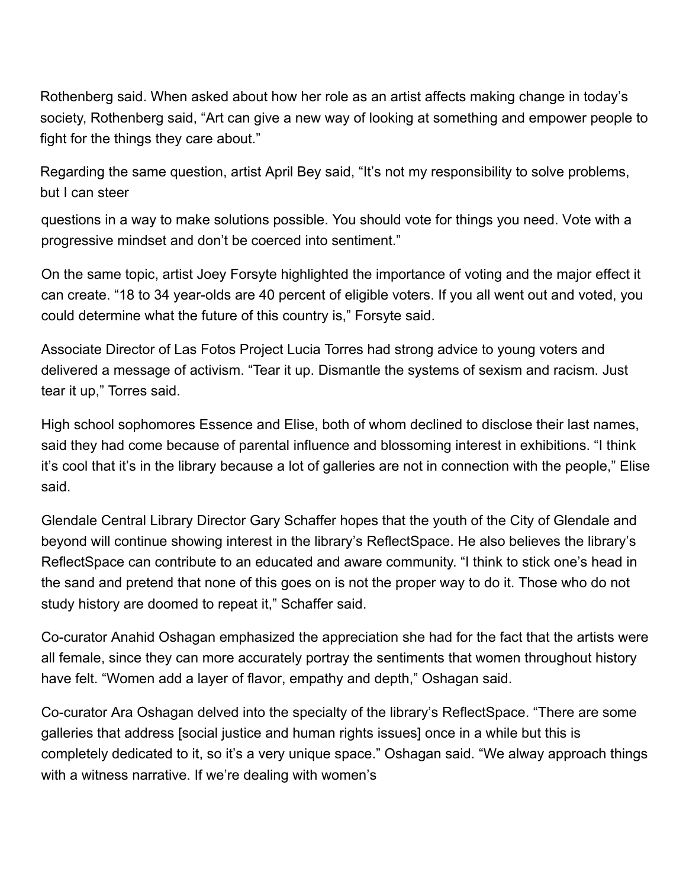Rothenberg said. When asked about how her role as an artist affects making change in today's society, Rothenberg said, "Art can give a new way of looking at something and empower people to fight for the things they care about."

Regarding the same question, artist April Bey said, "It's not my responsibility to solve problems, but I can steer questions in a way to make solutions possible. You should vote for things you need. Vote with a progressive mindset and don't be coerced into sentiment."

On the same topic, artist Joey Forsyte highlighted the importance of voting and the major effect it can create. "18 to 34 year-olds are 40 percent of eligible voters. If you all went out and voted, you could determine what the future of this country is," Forsyte said.

Associate Director of Las Fotos Project Lucia Torres had strong advice to young voters and delivered a message of activism. "Tear it up. Dismantle the systems of sexism and racism. Just tear it up," Torres said.

High school sophomores Essence and Elise, both of whom declined to disclose their last names, said they had come because of parental influence and blossoming interest in exhibitions. "I think it's cool that it's in the library because a lot of galleries are not in connection with the people," Elise said.

Glendale Central Library Director Gary Schaffer hopes that the youth of the City of Glendale and beyond will continue showing interest in the library's ReflectSpace. He also believes the library's ReflectSpace can contribute to an educated and aware community. "I think to stick one's head in the sand and pretend that none of this goes on is not the proper way to do it. Those who do not study history are doomed to repeat it," Schaffer said.

Co-curator Anahid Oshagan emphasized the appreciation she had for the fact that the artists were all female, since they can more accurately portray the sentiments that women throughout history have felt. "Women add a layer of flavor, empathy and depth," Oshagan said.

Co-curator Ara Oshagan delved into the specialty of the library's ReflectSpace. "There are some galleries that address [social justice and human rights issues] once in a while but this is completely dedicated to it, so it's a very unique space." Oshagan said. "We alway approach things with a witness narrative. If we're dealing with women's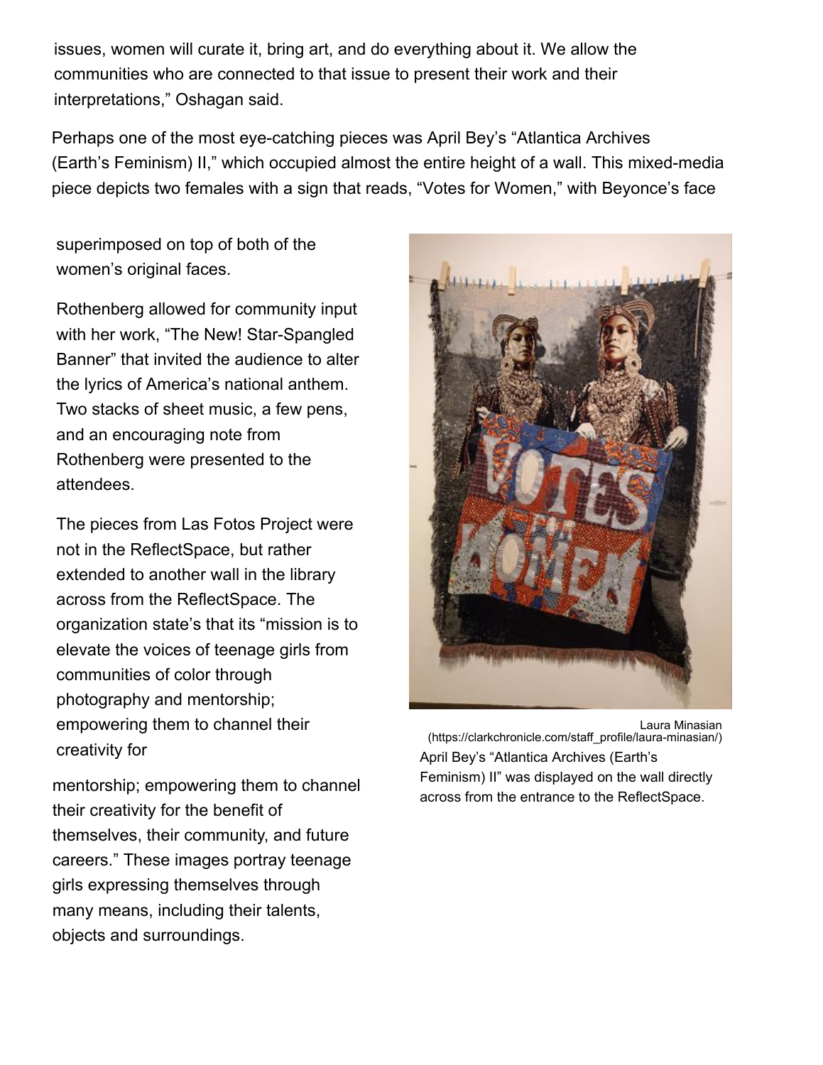issues, women will curate it, bring art, and do everything about it. We allow the communities who are connected to that issue to present their work and their interpretations," Oshagan said.

Perhaps one of the most eye-catching pieces was April Bey's "Atlantica Archives (Earth's Feminism) II," which occupied almost the entire height of a wall. This mixed-media piece depicts two females with a sign that reads, "Votes for Women," with Beyonce's face superimposed on top of both of the women's original faces.

Rothenberg allowed for community input with her work, "The New! Star-Spangled Banner" that invited the audience to alter the lyrics of America's national anthem. Two stacks of sheet music, a few pens, and an encouraging note from Rothenberg were presented to the attendees.

The pieces from Las Fotos Project were not in the ReflectSpace, but rather extended to another wall in the library across from the ReflectSpace. The organization state's that its "mission is to elevate the voices of teenage girls from communities of color through photography and mentorship; empowering them to channel their creativity for

mentorship; empowering them to channel their creativity for the benefit of themselves, their community, and future careers." These images portray teenage girls expressing themselves through many means, including their talents, objects and surroundings.

Laura Minasian
(https://clarkchronicle.com/staff_profile/laura-minasian/)

April Bey's "Atlantica Archives (Earth's Feminism) II" was displayed on the wall directly across from the entrance to the ReflectSpace.